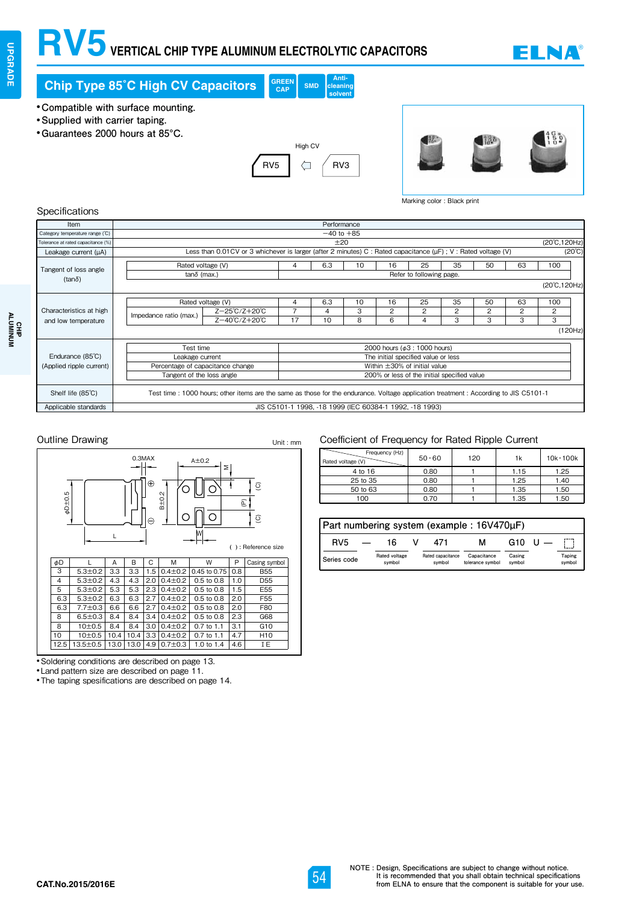# RV5 VERTICAL CHIP TYPE ALUMINUM ELECTROLYTIC CAPACITORS

## Chip Type 85˚C High CV Capacitors

GREEN CAP | SMD | Anti-cleaning solvent

- Compatible with surface mounting.
- Supplied with carrier taping.
- Guarantees 2000 hours at 85°C.

High CV

RV5 ⇦ RV3

Marking color : Black print

## Specifications

| Item | Performance | | | | | | | | | |
|---|---|---|---|---|---|---|---|---|---|---|
| Category temperature range (℃) | −40 to +85 | | | | | | | | | |
| Tolerance at rated capacitance (%) | ±20 (20℃,120Hz) | | | | | | | | | |
| Leakage current (μA) | Less than 0.01CV or 3 whichever is larger (after 2 minutes) C : Rated capacitance (μF) ; V : Rated voltage (V) (20℃) | | | | | | | | | |
| Tangent of loss angle (tanδ) | Rated voltage (V) | 4 | 6.3 | 10 | 16 | 25 | 35 | 50 | 63 | 100 |
| | tanδ (max.) | Refer to following page. (20℃,120Hz) | | | | | | | | |
| Characteristics at high and low temperature | Rated voltage (V) | 4 | 6.3 | 10 | 16 | 25 | 35 | 50 | 63 | 100 |
| | Impedance ratio (max.) Z−25℃/Z+20℃ | 7 | 4 | 3 | 2 | 2 | 2 | 2 | 2 | 2 |
| | Impedance ratio (max.) Z−40℃/Z+20℃ | 17 | 10 | 8 | 6 | 4 | 3 | 3 | 3 | 3 |
| | (120Hz) | | | | | | | | | |
| Endurance (85℃) (Applied ripple current) | Test time | 2000 hours (φ3 : 1000 hours) | | | | | | | | |
| | Leakage current | The initial specified value or less | | | | | | | | |
| | Percentage of capacitance change | Within ±30% of initial value | | | | | | | | |
| | Tangent of the loss angle | 200% or less of the initial specified value | | | | | | | | |
| Shelf life (85℃) | Test time : 1000 hours; other items are the same as those for the endurance. Voltage application treatment : According to JIS C5101-1 | | | | | | | | | |
| Applicable standards | JIS C5101-1 1998, -18 1999 (IEC 60384-1 1992, -18 1993) | | | | | | | | | |

## Outline Drawing

Unit : mm

0.3MAX  A±0.2  M  φD±0.5  B±0.2  L  W  (C)  (P)  (C)  ⊕  ⊖

( ) : Reference size

| φD | L | A | B | C | M | W | P | Casing symbol |
|---|---|---|---|---|---|---|---|---|
| 3 | 5.3±0.2 | 3.3 | 3.3 | 1.5 | 0.4±0.2 | 0.45 to 0.75 | 0.8 | B55 |
| 4 | 5.3±0.2 | 4.3 | 4.3 | 2.0 | 0.4±0.2 | 0.5 to 0.8 | 1.0 | D55 |
| 5 | 5.3±0.2 | 5.3 | 5.3 | 2.3 | 0.4±0.2 | 0.5 to 0.8 | 1.5 | E55 |
| 6.3 | 5.3±0.2 | 6.3 | 6.3 | 2.7 | 0.4±0.2 | 0.5 to 0.8 | 2.0 | F55 |
| 6.3 | 7.7±0.3 | 6.6 | 6.6 | 2.7 | 0.4±0.2 | 0.5 to 0.8 | 2.0 | F80 |
| 8 | 6.5±0.3 | 8.4 | 8.4 | 3.4 | 0.4±0.2 | 0.5 to 0.8 | 2.3 | G68 |
| 8 | 10±0.5 | 8.4 | 8.4 | 3.0 | 0.4±0.2 | 0.7 to 1.1 | 3.1 | G10 |
| 10 | 10±0.5 | 10.4 | 10.4 | 3.3 | 0.4±0.2 | 0.7 to 1.1 | 4.7 | H10 |
| 12.5 | 13.5±0.5 | 13.0 | 13.0 | 4.9 | 0.7±0.3 | 1.0 to 1.4 | 4.6 | I E |

- Soldering conditions are described on page 13.
- Land pattern size are described on page 11.
- The taping spesifications are described on page 14.

## Coefficient of Frequency for Rated Ripple Current

| Rated voltage (V) \ Frequency (Hz) | 50・60 | 120 | 1k | 10k・100k |
|---|---|---|---|---|
| 4 to 16 | 0.80 | 1 | 1.15 | 1.25 |
| 25 to 35 | 0.80 | 1 | 1.25 | 1.40 |
| 50 to 63 | 0.80 | 1 | 1.35 | 1.50 |
| 100 | 0.70 | 1 | 1.35 | 1.50 |

## Part numbering system (example : 16V470μF)

| RV5 | — | 16 | V | 471 | M | G10 | U | — | ⬚ |
|---|---|---|---|---|---|---|---|---|---|
| Series code | | Rated voltage symbol | | Rated capacitance symbol | Capacitance tolerance symbol | Casing symbol | | | Taping symbol |

CAT.No.2015/2016E

NOTE : Design, Specifications are subject to change without notice. It is recommended that you shall obtain technical specifications from ELNA to ensure that the component is suitable for your use.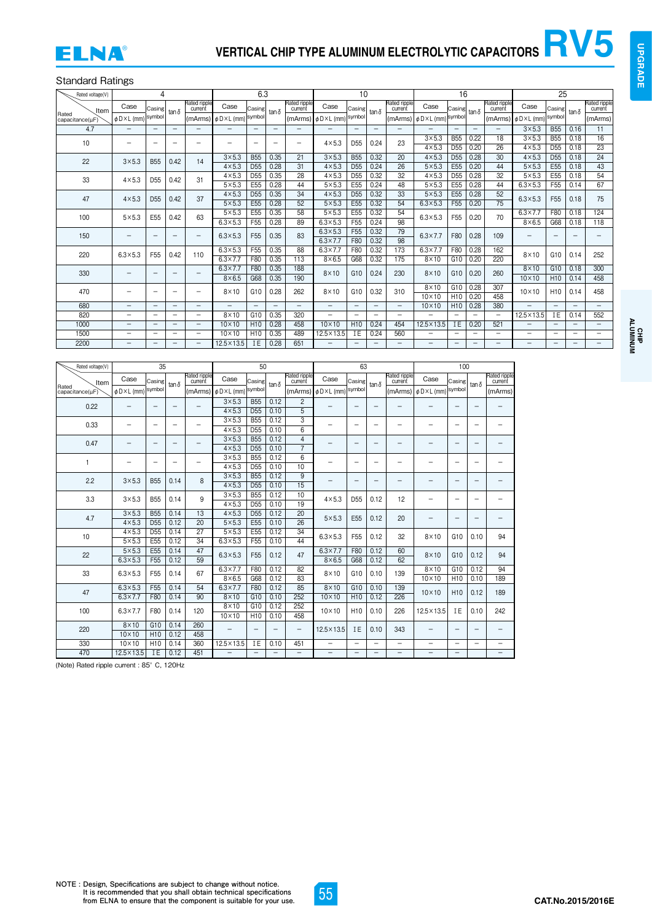# VERTICAL CHIP TYPE ALUMINUM ELECTROLYTIC CAPACITORS RV5

## Standard Ratings

| Rated voltage(V) | 4 | | | | 6.3 | | | | 10 | | | | 16 | | | | 25 | | | |
|---|---|---|---|---|---|---|---|---|---|---|---|---|---|---|---|---|---|---|---|---|
| Rated capacitance(μF) \ Item | Case ϕD×L (mm) | Casing symbol | tanδ | Rated ripple current (mArms) | Case ϕD×L (mm) | Casing symbol | tanδ | Rated ripple current (mArms) | Case ϕD×L (mm) | Casing symbol | tanδ | Rated ripple current (mArms) | Case ϕD×L (mm) | Casing symbol | tanδ | Rated ripple current (mArms) | Case ϕD×L (mm) | Casing symbol | tanδ | Rated ripple current (mArms) |
| 4.7 | – | – | – | – | – | – | – | – | – | – | – | – | – | – | – | – | 3×5.3 | B55 | 0.16 | 11 |
| 10 | – | – | – | – | – | – | – | – | 4×5.3 | D55 | 0.24 | 23 | 3×5.3 | B55 | 0.22 | 18 | 3×5.3 | B55 | 0.18 | 16 |
| | | | | | | | | | | | | | 4×5.3 | D55 | 0.20 | 26 | 4×5.3 | D55 | 0.18 | 23 |
| 22 | 3×5.3 | B55 | 0.42 | 14 | 3×5.3 | B55 | 0.35 | 21 | 3×5.3 | B55 | 0.32 | 20 | 4×5.3 | D55 | 0.28 | 30 | 4×5.3 | D55 | 0.18 | 24 |
| | | | | | 4×5.3 | D55 | 0.28 | 31 | 4×5.3 | D55 | 0.24 | 26 | 5×5.3 | E55 | 0.20 | 44 | 5×5.3 | E55 | 0.18 | 43 |
| 33 | 4×5.3 | D55 | 0.42 | 31 | 4×5.3 | D55 | 0.35 | 28 | 4×5.3 | D55 | 0.32 | 32 | 4×5.3 | D55 | 0.28 | 32 | 5×5.3 | E55 | 0.18 | 54 |
| | | | | | 5×5.3 | E55 | 0.28 | 44 | 5×5.3 | E55 | 0.24 | 48 | 5×5.3 | E55 | 0.28 | 44 | 6.3×5.3 | F55 | 0.14 | 67 |
| 47 | 4×5.3 | D55 | 0.42 | 37 | 4×5.3 | D55 | 0.35 | 34 | 4×5.3 | D55 | 0.32 | 33 | 5×5.3 | E55 | 0.28 | 52 | 6.3×5.3 | F55 | 0.18 | 75 |
| | | | | | 5×5.3 | E55 | 0.28 | 52 | 5×5.3 | E55 | 0.32 | 54 | 6.3×5.3 | F55 | 0.20 | 75 | | | | |
| 100 | 5×5.3 | E55 | 0.42 | 63 | 5×5.3 | E55 | 0.35 | 58 | 5×5.3 | E55 | 0.32 | 54 | 6.3×5.3 | F55 | 0.20 | 70 | 6.3×7.7 | F80 | 0.18 | 124 |
| | | | | | 6.3×5.3 | F55 | 0.28 | 89 | 6.3×5.3 | F55 | 0.24 | 98 | | | | | 8×6.5 | G68 | 0.18 | 118 |
| 150 | – | – | – | – | 6.3×5.3 | F55 | 0.35 | 83 | 6.3×5.3 | F55 | 0.32 | 79 | 6.3×7.7 | F80 | 0.28 | 109 | – | – | – | – |
| | | | | | | | | | 6.3×7.7 | F80 | 0.32 | 98 | | | | | | | | |
| 220 | 6.3×5.3 | F55 | 0.42 | 110 | 6.3×5.3 | F55 | 0.35 | 88 | 6.3×7.7 | F80 | 0.32 | 173 | 6.3×7.7 | F80 | 0.28 | 162 | 8×10 | G10 | 0.14 | 252 |
| | | | | | 6.3×7.7 | F80 | 0.35 | 113 | 8×6.5 | G68 | 0.32 | 175 | 8×10 | G10 | 0.20 | 220 | | | | |
| 330 | – | – | – | – | 6.3×7.7 | F80 | 0.35 | 188 | 8×10 | G10 | 0.24 | 230 | 8×10 | G10 | 0.20 | 260 | 8×10 | G10 | 0.18 | 300 |
| | | | | | 8×6.5 | G68 | 0.35 | 190 | | | | | | | | | 10×10 | H10 | 0.14 | 458 |
| 470 | – | – | – | – | 8×10 | G10 | 0.28 | 262 | 8×10 | G10 | 0.32 | 310 | 8×10 | G10 | 0.28 | 307 | 10×10 | H10 | 0.14 | 458 |
| | | | | | | | | | | | | | 10×10 | H10 | 0.20 | 458 | | | | |
| 680 | – | – | – | – | – | – | – | – | – | – | – | – | 10×10 | H10 | 0.28 | 380 | – | – | – | – |
| 820 | – | – | – | – | 8×10 | G10 | 0.35 | 320 | – | – | – | – | – | – | – | – | 12.5×13.5 | IE | 0.14 | 552 |
| 1000 | – | – | – | – | 10×10 | H10 | 0.28 | 458 | 10×10 | H10 | 0.24 | 454 | 12.5×13.5 | IE | 0.20 | 521 | – | – | – | – |
| 1500 | – | – | – | – | 10×10 | H10 | 0.35 | 489 | 12.5×13.5 | IE | 0.24 | 560 | – | – | – | – | – | – | – | – |
| 2200 | – | – | – | – | 12.5×13.5 | IE | 0.28 | 651 | – | – | – | – | – | – | – | – | – | – | – | – |

| Rated voltage(V) | 35 | | | | 50 | | | | 63 | | | | 100 | | | |
|---|---|---|---|---|---|---|---|---|---|---|---|---|---|---|---|---|
| Rated capacitance(μF) \ Item | Case ϕD×L (mm) | Casing symbol | tanδ | Rated ripple current (mArms) | Case ϕD×L (mm) | Casing symbol | tanδ | Rated ripple current (mArms) | Case ϕD×L (mm) | Casing symbol | tanδ | Rated ripple current (mArms) | Case ϕD×L (mm) | Casing symbol | tanδ | Rated ripple current (mArms) |
| 0.22 | – | – | – | – | 3×5.3 | B55 | 0.12 | 2 | – | – | – | – | – | – | – | – |
| | | | | | 4×5.3 | D55 | 0.10 | 5 | | | | | | | | |
| 0.33 | – | – | – | – | 3×5.3 | B55 | 0.12 | 3 | – | – | – | – | – | – | – | – |
| | | | | | 4×5.3 | D55 | 0.10 | 6 | | | | | | | | |
| 0.47 | – | – | – | – | 3×5.3 | B55 | 0.12 | 4 | – | – | – | – | – | – | – | – |
| | | | | | 4×5.3 | D55 | 0.10 | 7 | | | | | | | | |
| 1 | – | – | – | – | 3×5.3 | B55 | 0.12 | 6 | – | – | – | – | – | – | – | – |
| | | | | | 4×5.3 | D55 | 0.10 | 10 | | | | | | | | |
| 2.2 | 3×5.3 | B55 | 0.14 | 8 | 3×5.3 | B55 | 0.12 | 9 | – | – | – | – | – | – | – | – |
| | | | | | 4×5.3 | D55 | 0.10 | 15 | | | | | | | | |
| 3.3 | 3×5.3 | B55 | 0.14 | 9 | 3×5.3 | B55 | 0.12 | 10 | 4×5.3 | D55 | 0.12 | 12 | – | – | – | – |
| | | | | | 4×5.3 | D55 | 0.10 | 19 | | | | | | | | |
| 4.7 | 3×5.3 | B55 | 0.14 | 13 | 4×5.3 | D55 | 0.12 | 20 | 5×5.3 | E55 | 0.12 | 20 | – | – | – | – |
| | 4×5.3 | D55 | 0.12 | 20 | 5×5.3 | E55 | 0.10 | 26 | | | | | | | | |
| 10 | 4×5.3 | D55 | 0.14 | 27 | 5×5.3 | E55 | 0.12 | 34 | 6.3×5.3 | F55 | 0.12 | 32 | 8×10 | G10 | 0.10 | 94 |
| | 5×5.3 | E55 | 0.12 | 34 | 6.3×5.3 | F55 | 0.10 | 44 | | | | | | | | |
| 22 | 5×5.3 | E55 | 0.14 | 47 | 6.3×5.3 | F55 | 0.12 | 47 | 6.3×7.7 | F80 | 0.12 | 60 | 8×10 | G10 | 0.12 | 94 |
| | 6.3×5.3 | F55 | 0.12 | 59 | | | | | 8×6.5 | G68 | 0.12 | 62 | | | | |
| 33 | 6.3×5.3 | F55 | 0.14 | 67 | 6.3×7.7 | F80 | 0.12 | 82 | 8×10 | G10 | 0.10 | 139 | 8×10 | G10 | 0.12 | 94 |
| | | | | | 8×6.5 | G68 | 0.12 | 83 | | | | | 10×10 | H10 | 0.10 | 189 |
| 47 | 6.3×5.3 | F55 | 0.14 | 54 | 6.3×7.7 | F80 | 0.12 | 85 | 8×10 | G10 | 0.10 | 139 | 10×10 | H10 | 0.12 | 189 |
| | 6.3×7.7 | F80 | 0.14 | 90 | 8×10 | G10 | 0.10 | 252 | 10×10 | H10 | 0.12 | 226 | | | | |
| 100 | 6.3×7.7 | F80 | 0.14 | 120 | 8×10 | G10 | 0.12 | 252 | 10×10 | H10 | 0.10 | 226 | 12.5×13.5 | IE | 0.10 | 242 |
| | | | | | 10×10 | H10 | 0.10 | 458 | | | | | | | | |
| 220 | 8×10 | G10 | 0.14 | 260 | – | – | – | – | 12.5×13.5 | IE | 0.10 | 343 | – | – | – | – |
| | 10×10 | H10 | 0.12 | 458 | | | | | | | | | | | | |
| 330 | 10×10 | H10 | 0.14 | 360 | 12.5×13.5 | IE | 0.10 | 451 | – | – | – | – | – | – | – | – |
| 470 | 12.5×13.5 | IE | 0.12 | 451 | – | – | – | – | – | – | – | – | – | – | – | – |

(Note) Rated ripple current : 85° C, 120Hz

NOTE : Design, Specifications are subject to change without notice.
It is recommended that you shall obtain technical specifications from ELNA to ensure that the component is suitable for your use.